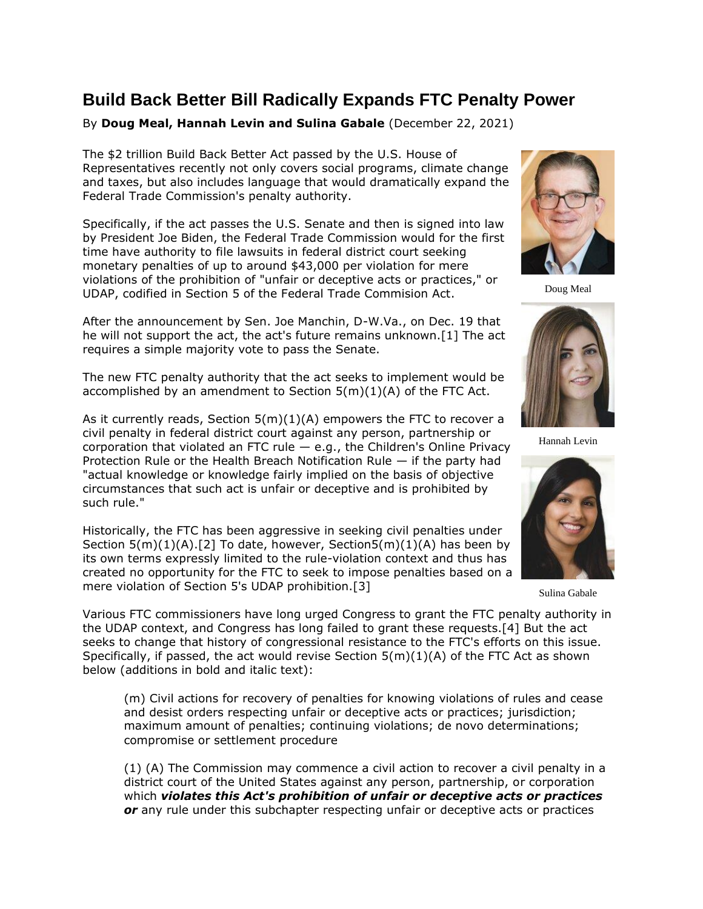# Build Back Better Bill Radically Expands FTC Penalty Power

By **Doug Meal, Hannah Levin and Sulina Gabale** (December 22, 2021)

The $2 trillion Build Back Better Act passed by the U.S. House of Representatives recently not only covers social programs, climate change and taxes, but also includes language that would dramatically expand the Federal Trade Commission's penalty authority.

Doug Meal

Specifically, if the act passes the U.S. Senate and then is signed into law by President Joe Biden, the Federal Trade Commission would for the first time have authority to file lawsuits in federal district court seeking monetary penalties of up to around $43,000 per violation for mere violations of the prohibition of "unfair or deceptive acts or practices," or UDAP, codified in Section 5 of the Federal Trade Commision Act.

After the announcement by Sen. Joe Manchin, D-W.Va., on Dec. 19 that he will not support the act, the act's future remains unknown.[1] The act requires a simple majority vote to pass the Senate.

Hannah Levin

The new FTC penalty authority that the act seeks to implement would be accomplished by an amendment to Section 5(m)(1)(A) of the FTC Act.

As it currently reads, Section 5(m)(1)(A) empowers the FTC to recover a civil penalty in federal district court against any person, partnership or corporation that violated an FTC rule — e.g., the Children's Online Privacy Protection Rule or the Health Breach Notification Rule — if the party had "actual knowledge or knowledge fairly implied on the basis of objective circumstances that such act is unfair or deceptive and is prohibited by such rule."

Sulina Gabale

Historically, the FTC has been aggressive in seeking civil penalties under Section 5(m)(1)(A).[2] To date, however, Section5(m)(1)(A) has been by its own terms expressly limited to the rule-violation context and thus has created no opportunity for the FTC to seek to impose penalties based on a mere violation of Section 5's UDAP prohibition.[3]

Various FTC commissioners have long urged Congress to grant the FTC penalty authority in the UDAP context, and Congress has long failed to grant these requests.[4] But the act seeks to change that history of congressional resistance to the FTC's efforts on this issue. Specifically, if passed, the act would revise Section 5(m)(1)(A) of the FTC Act as shown below (additions in bold and italic text):

> (m) Civil actions for recovery of penalties for knowing violations of rules and cease and desist orders respecting unfair or deceptive acts or practices; jurisdiction; maximum amount of penalties; continuing violations; de novo determinations; compromise or settlement procedure
>
> (1) (A) The Commission may commence a civil action to recover a civil penalty in a district court of the United States against any person, partnership, or corporation which ***violates this Act's prohibition of unfair or deceptive acts or practices or*** any rule under this subchapter respecting unfair or deceptive acts or practices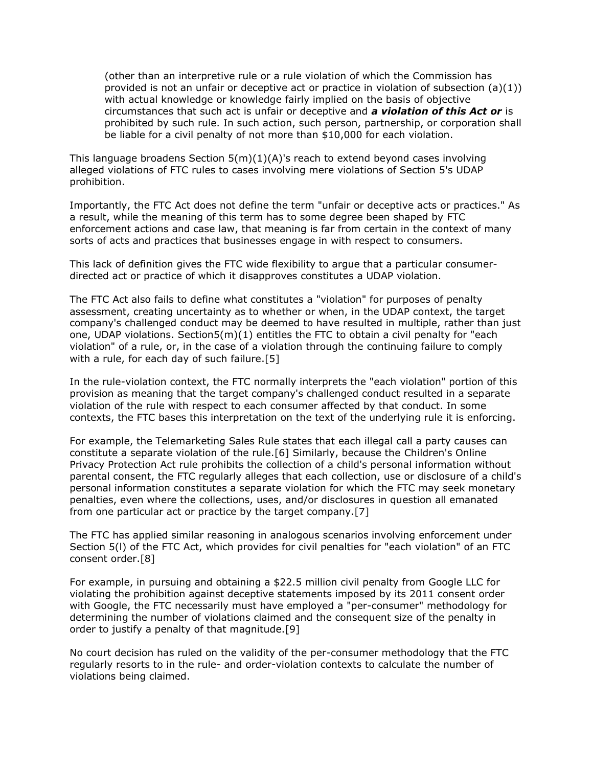> (other than an interpretive rule or a rule violation of which the Commission has provided is not an unfair or deceptive act or practice in violation of subsection (a)(1)) with actual knowledge or knowledge fairly implied on the basis of objective circumstances that such act is unfair or deceptive and ***a violation of this Act or*** is prohibited by such rule. In such action, such person, partnership, or corporation shall be liable for a civil penalty of not more than $10,000 for each violation.

This language broadens Section 5(m)(1)(A)'s reach to extend beyond cases involving alleged violations of FTC rules to cases involving mere violations of Section 5's UDAP prohibition.

Importantly, the FTC Act does not define the term "unfair or deceptive acts or practices." As a result, while the meaning of this term has to some degree been shaped by FTC enforcement actions and case law, that meaning is far from certain in the context of many sorts of acts and practices that businesses engage in with respect to consumers.

This lack of definition gives the FTC wide flexibility to argue that a particular consumer-directed act or practice of which it disapproves constitutes a UDAP violation.

The FTC Act also fails to define what constitutes a "violation" for purposes of penalty assessment, creating uncertainty as to whether or when, in the UDAP context, the target company's challenged conduct may be deemed to have resulted in multiple, rather than just one, UDAP violations. Section5(m)(1) entitles the FTC to obtain a civil penalty for "each violation" of a rule, or, in the case of a violation through the continuing failure to comply with a rule, for each day of such failure.[5]

In the rule-violation context, the FTC normally interprets the "each violation" portion of this provision as meaning that the target company's challenged conduct resulted in a separate violation of the rule with respect to each consumer affected by that conduct. In some contexts, the FTC bases this interpretation on the text of the underlying rule it is enforcing.

For example, the Telemarketing Sales Rule states that each illegal call a party causes can constitute a separate violation of the rule.[6] Similarly, because the Children's Online Privacy Protection Act rule prohibits the collection of a child's personal information without parental consent, the FTC regularly alleges that each collection, use or disclosure of a child's personal information constitutes a separate violation for which the FTC may seek monetary penalties, even where the collections, uses, and/or disclosures in question all emanated from one particular act or practice by the target company.[7]

The FTC has applied similar reasoning in analogous scenarios involving enforcement under Section 5(l) of the FTC Act, which provides for civil penalties for "each violation" of an FTC consent order.[8]

For example, in pursuing and obtaining a $22.5 million civil penalty from Google LLC for violating the prohibition against deceptive statements imposed by its 2011 consent order with Google, the FTC necessarily must have employed a "per-consumer" methodology for determining the number of violations claimed and the consequent size of the penalty in order to justify a penalty of that magnitude.[9]

No court decision has ruled on the validity of the per-consumer methodology that the FTC regularly resorts to in the rule- and order-violation contexts to calculate the number of violations being claimed.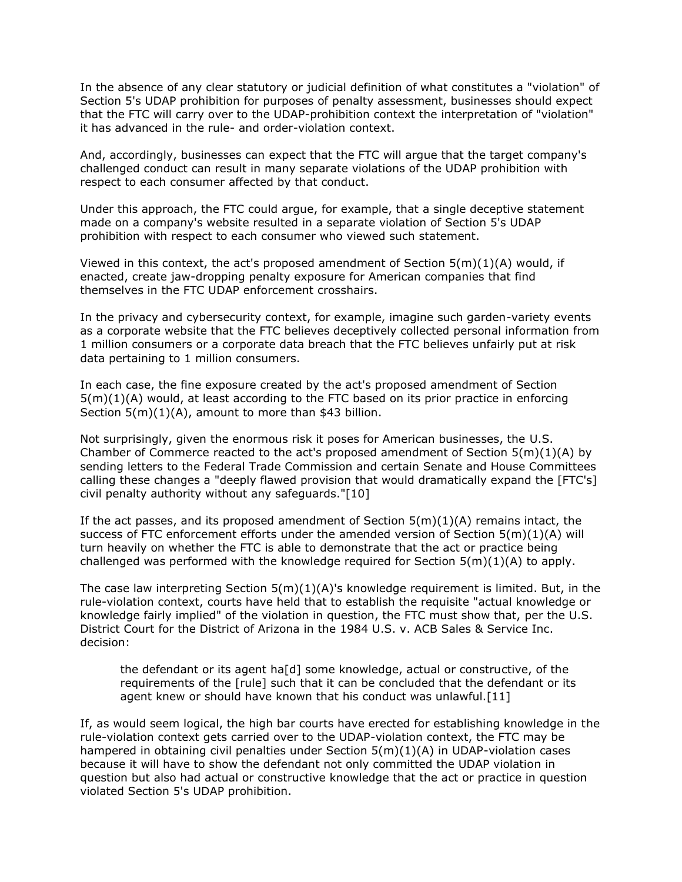In the absence of any clear statutory or judicial definition of what constitutes a "violation" of Section 5's UDAP prohibition for purposes of penalty assessment, businesses should expect that the FTC will carry over to the UDAP-prohibition context the interpretation of "violation" it has advanced in the rule- and order-violation context.

And, accordingly, businesses can expect that the FTC will argue that the target company's challenged conduct can result in many separate violations of the UDAP prohibition with respect to each consumer affected by that conduct.

Under this approach, the FTC could argue, for example, that a single deceptive statement made on a company's website resulted in a separate violation of Section 5's UDAP prohibition with respect to each consumer who viewed such statement.

Viewed in this context, the act's proposed amendment of Section 5(m)(1)(A) would, if enacted, create jaw-dropping penalty exposure for American companies that find themselves in the FTC UDAP enforcement crosshairs.

In the privacy and cybersecurity context, for example, imagine such garden-variety events as a corporate website that the FTC believes deceptively collected personal information from 1 million consumers or a corporate data breach that the FTC believes unfairly put at risk data pertaining to 1 million consumers.

In each case, the fine exposure created by the act's proposed amendment of Section 5(m)(1)(A) would, at least according to the FTC based on its prior practice in enforcing Section 5(m)(1)(A), amount to more than $43 billion.

Not surprisingly, given the enormous risk it poses for American businesses, the U.S. Chamber of Commerce reacted to the act's proposed amendment of Section 5(m)(1)(A) by sending letters to the Federal Trade Commission and certain Senate and House Committees calling these changes a "deeply flawed provision that would dramatically expand the [FTC's] civil penalty authority without any safeguards."[10]

If the act passes, and its proposed amendment of Section 5(m)(1)(A) remains intact, the success of FTC enforcement efforts under the amended version of Section 5(m)(1)(A) will turn heavily on whether the FTC is able to demonstrate that the act or practice being challenged was performed with the knowledge required for Section 5(m)(1)(A) to apply.

The case law interpreting Section 5(m)(1)(A)'s knowledge requirement is limited. But, in the rule-violation context, courts have held that to establish the requisite "actual knowledge or knowledge fairly implied" of the violation in question, the FTC must show that, per the U.S. District Court for the District of Arizona in the 1984 U.S. v. ACB Sales & Service Inc. decision:

> the defendant or its agent ha[d] some knowledge, actual or constructive, of the requirements of the [rule] such that it can be concluded that the defendant or its agent knew or should have known that his conduct was unlawful.[11]

If, as would seem logical, the high bar courts have erected for establishing knowledge in the rule-violation context gets carried over to the UDAP-violation context, the FTC may be hampered in obtaining civil penalties under Section 5(m)(1)(A) in UDAP-violation cases because it will have to show the defendant not only committed the UDAP violation in question but also had actual or constructive knowledge that the act or practice in question violated Section 5's UDAP prohibition.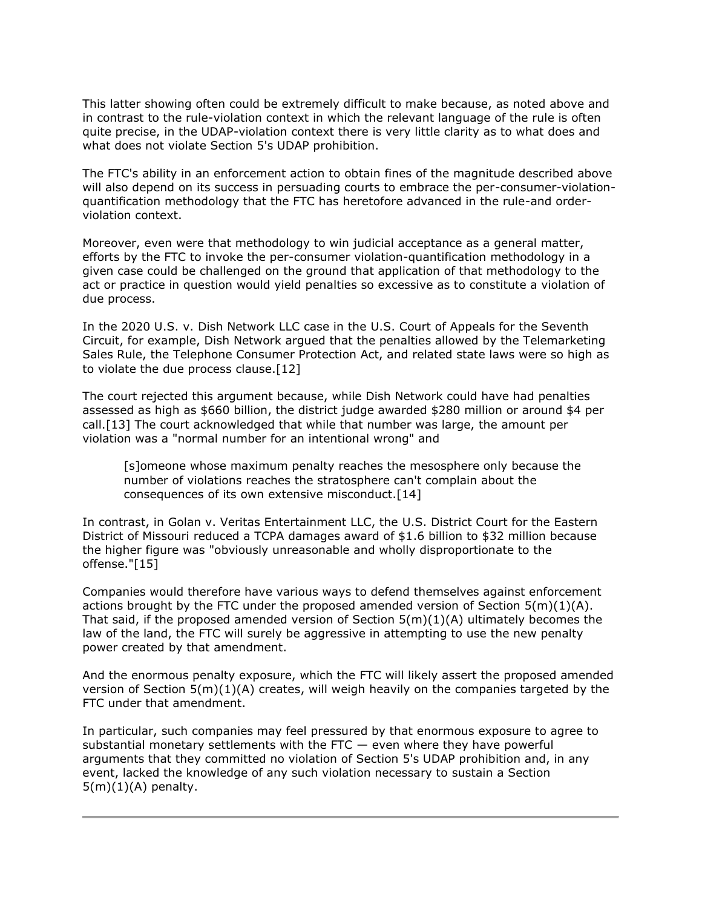This latter showing often could be extremely difficult to make because, as noted above and in contrast to the rule-violation context in which the relevant language of the rule is often quite precise, in the UDAP-violation context there is very little clarity as to what does and what does not violate Section 5's UDAP prohibition.

The FTC's ability in an enforcement action to obtain fines of the magnitude described above will also depend on its success in persuading courts to embrace the per-consumer-violation-quantification methodology that the FTC has heretofore advanced in the rule-and order-violation context.

Moreover, even were that methodology to win judicial acceptance as a general matter, efforts by the FTC to invoke the per-consumer violation-quantification methodology in a given case could be challenged on the ground that application of that methodology to the act or practice in question would yield penalties so excessive as to constitute a violation of due process.

In the 2020 U.S. v. Dish Network LLC case in the U.S. Court of Appeals for the Seventh Circuit, for example, Dish Network argued that the penalties allowed by the Telemarketing Sales Rule, the Telephone Consumer Protection Act, and related state laws were so high as to violate the due process clause.[12]

The court rejected this argument because, while Dish Network could have had penalties assessed as high as $660 billion, the district judge awarded $280 million or around $4 per call.[13] The court acknowledged that while that number was large, the amount per violation was a "normal number for an intentional wrong" and

> [s]omeone whose maximum penalty reaches the mesosphere only because the number of violations reaches the stratosphere can't complain about the consequences of its own extensive misconduct.[14]

In contrast, in Golan v. Veritas Entertainment LLC, the U.S. District Court for the Eastern District of Missouri reduced a TCPA damages award of $1.6 billion to $32 million because the higher figure was "obviously unreasonable and wholly disproportionate to the offense."[15]

Companies would therefore have various ways to defend themselves against enforcement actions brought by the FTC under the proposed amended version of Section 5(m)(1)(A). That said, if the proposed amended version of Section 5(m)(1)(A) ultimately becomes the law of the land, the FTC will surely be aggressive in attempting to use the new penalty power created by that amendment.

And the enormous penalty exposure, which the FTC will likely assert the proposed amended version of Section 5(m)(1)(A) creates, will weigh heavily on the companies targeted by the FTC under that amendment.

In particular, such companies may feel pressured by that enormous exposure to agree to substantial monetary settlements with the FTC — even where they have powerful arguments that they committed no violation of Section 5's UDAP prohibition and, in any event, lacked the knowledge of any such violation necessary to sustain a Section 5(m)(1)(A) penalty.

---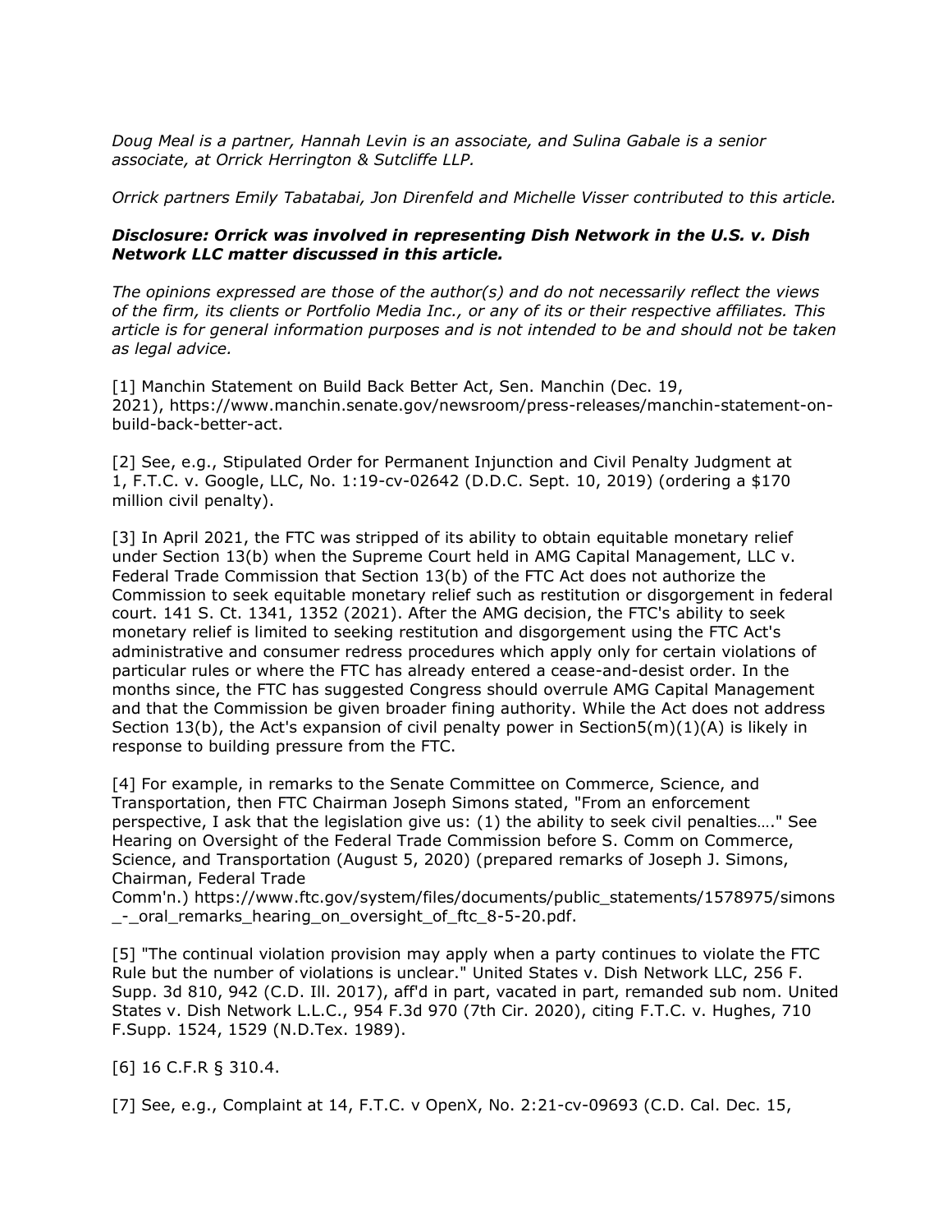*Doug Meal is a partner, Hannah Levin is an associate, and Sulina Gabale is a senior associate, at Orrick Herrington & Sutcliffe LLP.*

*Orrick partners Emily Tabatabai, Jon Direnfeld and Michelle Visser contributed to this article.*

***Disclosure: Orrick was involved in representing Dish Network in the U.S. v. Dish Network LLC matter discussed in this article.***

*The opinions expressed are those of the author(s) and do not necessarily reflect the views of the firm, its clients or Portfolio Media Inc., or any of its or their respective affiliates. This article is for general information purposes and is not intended to be and should not be taken as legal advice.*

[1] Manchin Statement on Build Back Better Act, Sen. Manchin (Dec. 19, 2021), https://www.manchin.senate.gov/newsroom/press-releases/manchin-statement-on-build-back-better-act.

[2] See, e.g., Stipulated Order for Permanent Injunction and Civil Penalty Judgment at 1, F.T.C. v. Google, LLC, No. 1:19-cv-02642 (D.D.C. Sept. 10, 2019) (ordering a $170 million civil penalty).

[3] In April 2021, the FTC was stripped of its ability to obtain equitable monetary relief under Section 13(b) when the Supreme Court held in AMG Capital Management, LLC v. Federal Trade Commission that Section 13(b) of the FTC Act does not authorize the Commission to seek equitable monetary relief such as restitution or disgorgement in federal court. 141 S. Ct. 1341, 1352 (2021). After the AMG decision, the FTC's ability to seek monetary relief is limited to seeking restitution and disgorgement using the FTC Act's administrative and consumer redress procedures which apply only for certain violations of particular rules or where the FTC has already entered a cease-and-desist order. In the months since, the FTC has suggested Congress should overrule AMG Capital Management and that the Commission be given broader fining authority. While the Act does not address Section 13(b), the Act's expansion of civil penalty power in Section5(m)(1)(A) is likely in response to building pressure from the FTC.

[4] For example, in remarks to the Senate Committee on Commerce, Science, and Transportation, then FTC Chairman Joseph Simons stated, "From an enforcement perspective, I ask that the legislation give us: (1) the ability to seek civil penalties…." See Hearing on Oversight of the Federal Trade Commission before S. Comm on Commerce, Science, and Transportation (August 5, 2020) (prepared remarks of Joseph J. Simons, Chairman, Federal Trade Comm'n.) https://www.ftc.gov/system/files/documents/public_statements/1578975/simons_-_oral_remarks_hearing_on_oversight_of_ftc_8-5-20.pdf.

[5] "The continual violation provision may apply when a party continues to violate the FTC Rule but the number of violations is unclear." United States v. Dish Network LLC, 256 F. Supp. 3d 810, 942 (C.D. Ill. 2017), aff'd in part, vacated in part, remanded sub nom. United States v. Dish Network L.L.C., 954 F.3d 970 (7th Cir. 2020), citing F.T.C. v. Hughes, 710 F.Supp. 1524, 1529 (N.D.Tex. 1989).

[6] 16 C.F.R § 310.4.

[7] See, e.g., Complaint at 14, F.T.C. v OpenX, No. 2:21-cv-09693 (C.D. Cal. Dec. 15,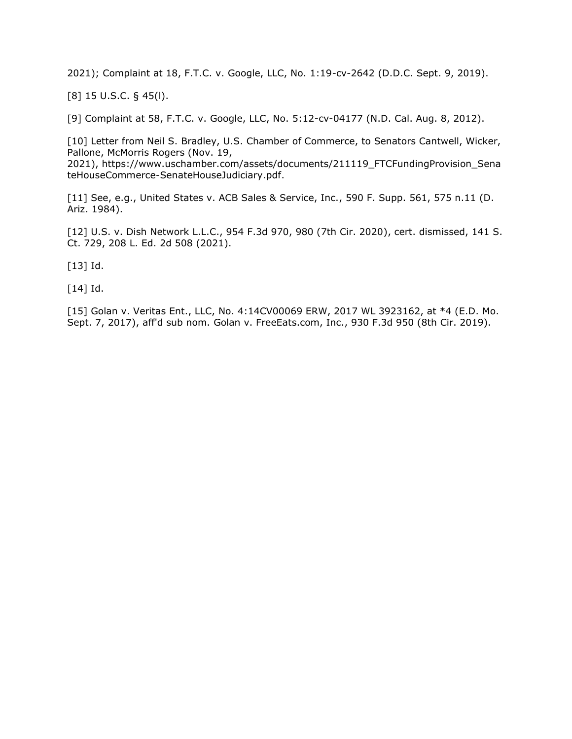2021); Complaint at 18, F.T.C. v. Google, LLC, No. 1:19-cv-2642 (D.D.C. Sept. 9, 2019).

[8] 15 U.S.C. § 45(l).

[9] Complaint at 58, F.T.C. v. Google, LLC, No. 5:12-cv-04177 (N.D. Cal. Aug. 8, 2012).

[10] Letter from Neil S. Bradley, U.S. Chamber of Commerce, to Senators Cantwell, Wicker, Pallone, McMorris Rogers (Nov. 19, 2021), https://www.uschamber.com/assets/documents/211119_FTCFundingProvision_SenateHouseCommerce-SenateHouseJudiciary.pdf.

[11] See, e.g., United States v. ACB Sales & Service, Inc., 590 F. Supp. 561, 575 n.11 (D. Ariz. 1984).

[12] U.S. v. Dish Network L.L.C., 954 F.3d 970, 980 (7th Cir. 2020), cert. dismissed, 141 S. Ct. 729, 208 L. Ed. 2d 508 (2021).

[13] Id.

[14] Id.

[15] Golan v. Veritas Ent., LLC, No. 4:14CV00069 ERW, 2017 WL 3923162, at *4 (E.D. Mo. Sept. 7, 2017), aff'd sub nom. Golan v. FreeEats.com, Inc., 930 F.3d 950 (8th Cir. 2019).